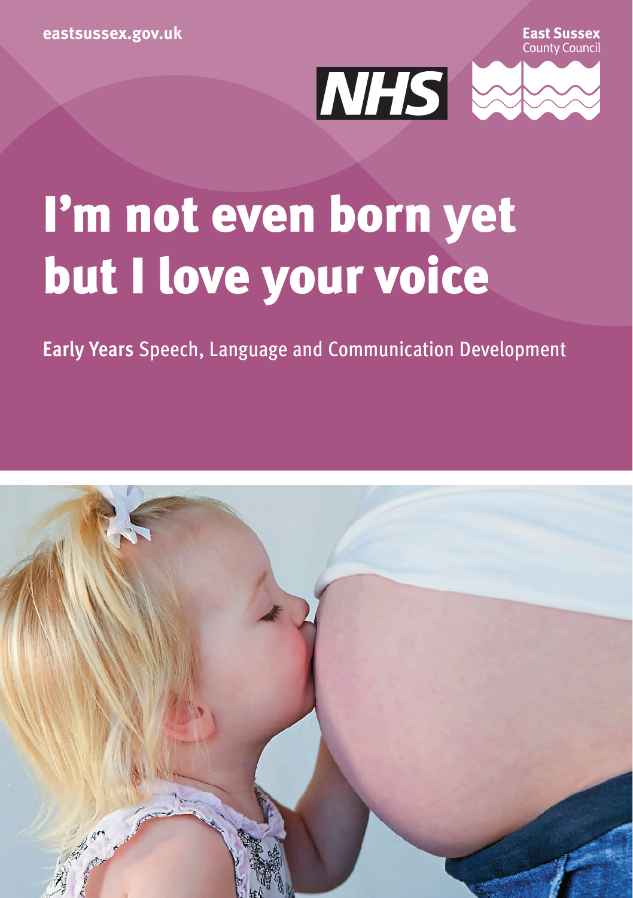eastsussex.gov.uk

East Sussex County Council

NHS

# I'm not even born yet but I love your voice

**Early Years** Speech, Language and Communication Development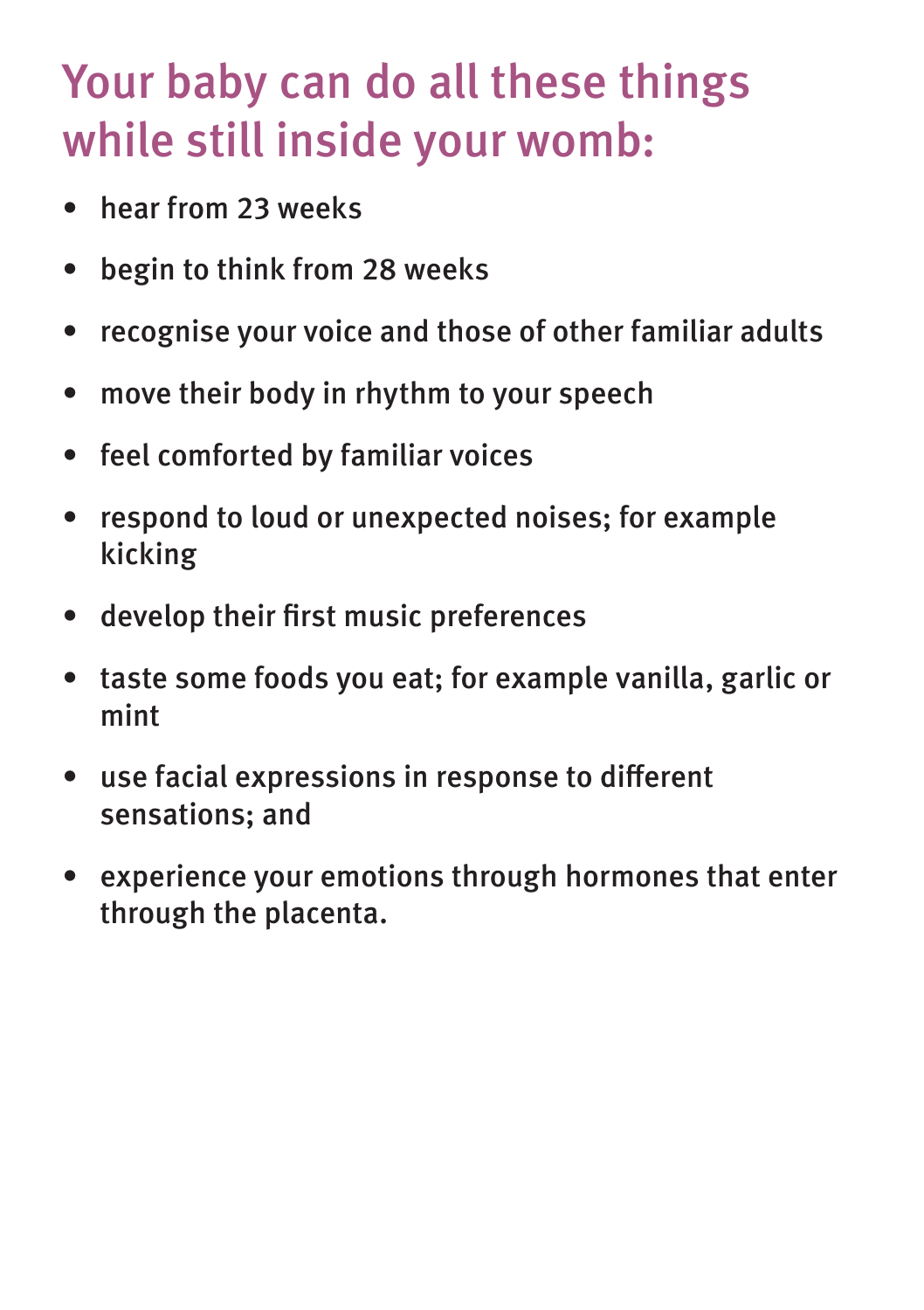# Your baby can do all these things while still inside your womb:

- hear from 23 weeks
- begin to think from 28 weeks
- recognise your voice and those of other familiar adults
- move their body in rhythm to your speech
- feel comforted by familiar voices
- respond to loud or unexpected noises; for example kicking
- develop their first music preferences
- taste some foods you eat; for example vanilla, garlic or mint
- use facial expressions in response to different sensations; and
- experience your emotions through hormones that enter through the placenta.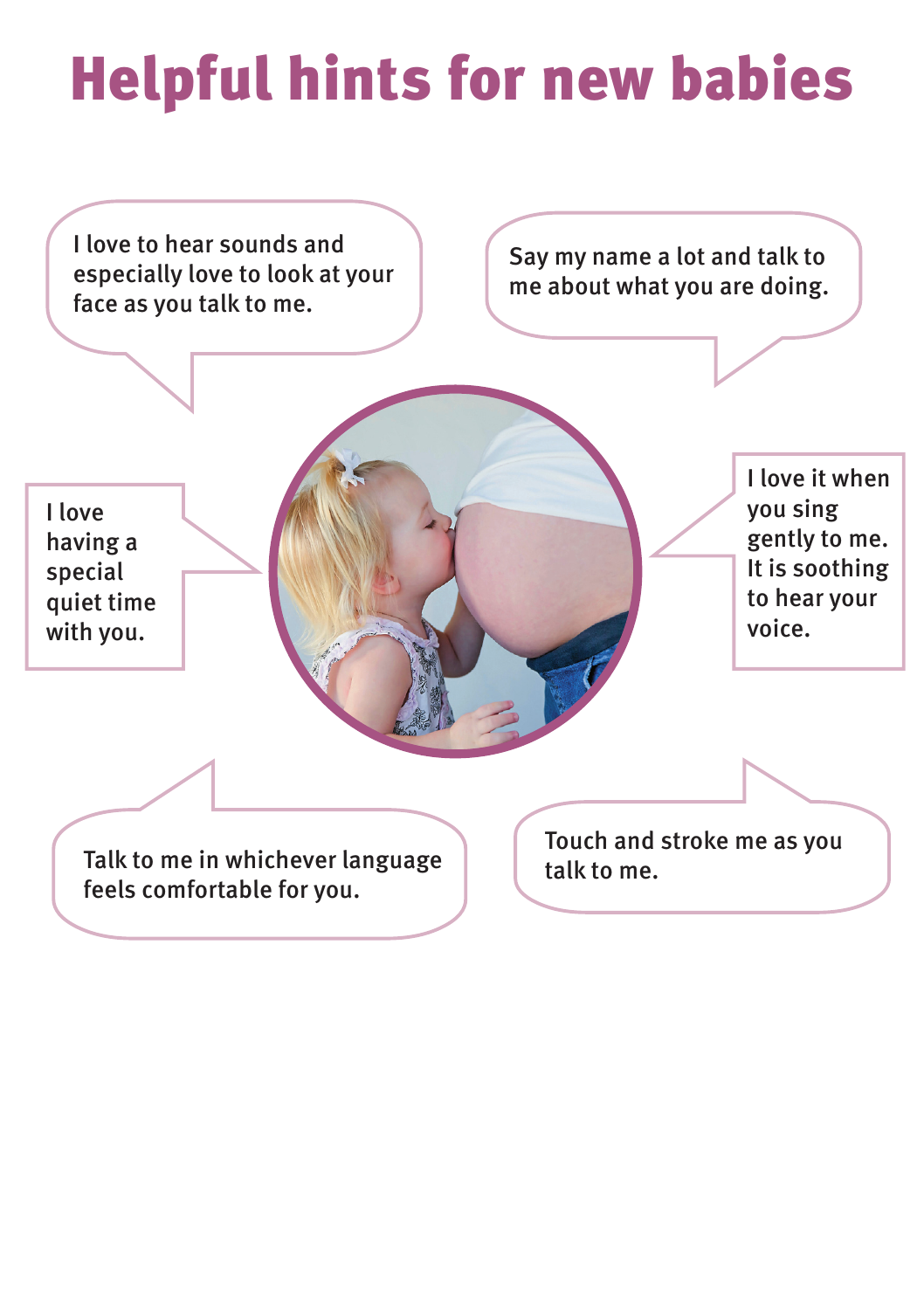# Helpful hints for new babies

I love to hear sounds and especially love to look at your face as you talk to me.

Say my name a lot and talk to me about what you are doing.

I love having a special quiet time with you.

I love it when you sing gently to me. It is soothing to hear your voice.

Talk to me in whichever language feels comfortable for you.

Touch and stroke me as you talk to me.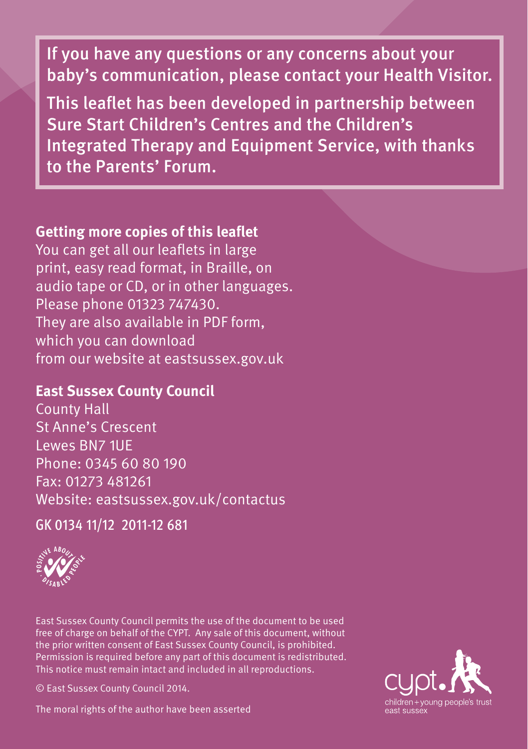If you have any questions or any concerns about your baby's communication, please contact your Health Visitor.

This leaflet has been developed in partnership between Sure Start Children's Centres and the Children's Integrated Therapy and Equipment Service, with thanks to the Parents' Forum.

**Getting more copies of this leaflet**

You can get all our leaflets in large print, easy read format, in Braille, on audio tape or CD, or in other languages. Please phone 01323 747430.
They are also available in PDF form, which you can download from our website at eastsussex.gov.uk

**East Sussex County Council**

County Hall
St Anne's Crescent
Lewes BN7 1UE
Phone: 0345 60 80 190
Fax: 01273 481261
Website: eastsussex.gov.uk/contactus

GK 0134 11/12 2011-12 681

POSITIVE ABOUT DISABLED PEOPLE

East Sussex County Council permits the use of the document to be used free of charge on behalf of the CYPT. Any sale of this document, without the prior written consent of East Sussex County Council, is prohibited. Permission is required before any part of this document is redistributed. This notice must remain intact and included in all reproductions.

© East Sussex County Council 2014.

The moral rights of the author have been asserted

cypt. children+young people's trust east sussex